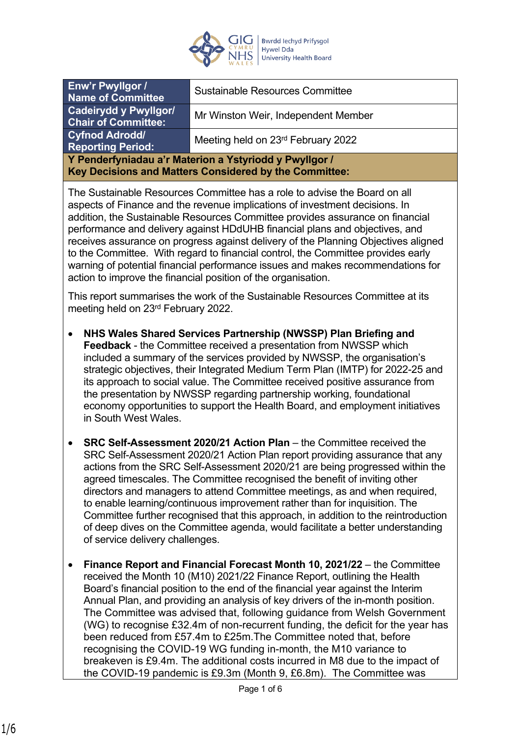| Enw'r Pwyllgor / Name of Committee | Sustainable Resources Committee |
|---|---|
| Cadeirydd y Pwyllgor/ Chair of Committee: | Mr Winston Weir, Independent Member |
| Cyfnod Adrodd/ Reporting Period: | Meeting held on 23rd February 2022 |

**Y Penderfyniadau a'r Materion a Ystyriodd y Pwyllgor / Key Decisions and Matters Considered by the Committee:**

The Sustainable Resources Committee has a role to advise the Board on all aspects of Finance and the revenue implications of investment decisions. In addition, the Sustainable Resources Committee provides assurance on financial performance and delivery against HDdUHB financial plans and objectives, and receives assurance on progress against delivery of the Planning Objectives aligned to the Committee. With regard to financial control, the Committee provides early warning of potential financial performance issues and makes recommendations for action to improve the financial position of the organisation.

This report summarises the work of the Sustainable Resources Committee at its meeting held on 23rd February 2022.

- **NHS Wales Shared Services Partnership (NWSSP) Plan Briefing and Feedback** - the Committee received a presentation from NWSSP which included a summary of the services provided by NWSSP, the organisation's strategic objectives, their Integrated Medium Term Plan (IMTP) for 2022-25 and its approach to social value. The Committee received positive assurance from the presentation by NWSSP regarding partnership working, foundational economy opportunities to support the Health Board, and employment initiatives in South West Wales.

- **SRC Self-Assessment 2020/21 Action Plan** – the Committee received the SRC Self-Assessment 2020/21 Action Plan report providing assurance that any actions from the SRC Self-Assessment 2020/21 are being progressed within the agreed timescales. The Committee recognised the benefit of inviting other directors and managers to attend Committee meetings, as and when required, to enable learning/continuous improvement rather than for inquisition. The Committee further recognised that this approach, in addition to the reintroduction of deep dives on the Committee agenda, would facilitate a better understanding of service delivery challenges.

- **Finance Report and Financial Forecast Month 10, 2021/22** – the Committee received the Month 10 (M10) 2021/22 Finance Report, outlining the Health Board's financial position to the end of the financial year against the Interim Annual Plan, and providing an analysis of key drivers of the in-month position. The Committee was advised that, following guidance from Welsh Government (WG) to recognise £32.4m of non-recurrent funding, the deficit for the year has been reduced from £57.4m to £25m.The Committee noted that, before recognising the COVID-19 WG funding in-month, the M10 variance to breakeven is £9.4m. The additional costs incurred in M8 due to the impact of the COVID-19 pandemic is £9.3m (Month 9, £6.8m). The Committee was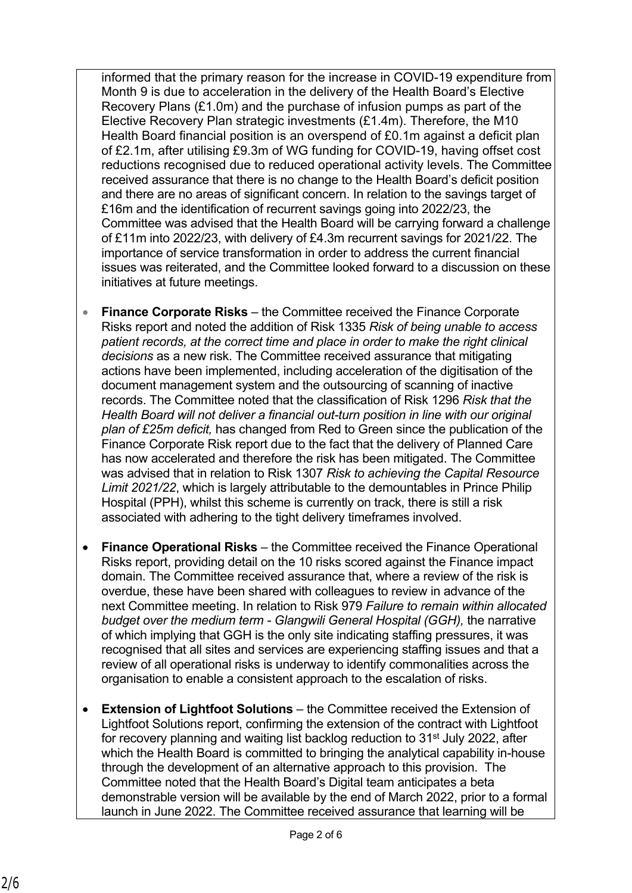informed that the primary reason for the increase in COVID-19 expenditure from Month 9 is due to acceleration in the delivery of the Health Board's Elective Recovery Plans (£1.0m) and the purchase of infusion pumps as part of the Elective Recovery Plan strategic investments (£1.4m). Therefore, the M10 Health Board financial position is an overspend of £0.1m against a deficit plan of £2.1m, after utilising £9.3m of WG funding for COVID-19, having offset cost reductions recognised due to reduced operational activity levels. The Committee received assurance that there is no change to the Health Board's deficit position and there are no areas of significant concern. In relation to the savings target of £16m and the identification of recurrent savings going into 2022/23, the Committee was advised that the Health Board will be carrying forward a challenge of £11m into 2022/23, with delivery of £4.3m recurrent savings for 2021/22. The importance of service transformation in order to address the current financial issues was reiterated, and the Committee looked forward to a discussion on these initiatives at future meetings.

- **Finance Corporate Risks** – the Committee received the Finance Corporate Risks report and noted the addition of Risk 1335 *Risk of being unable to access patient records, at the correct time and place in order to make the right clinical decisions* as a new risk. The Committee received assurance that mitigating actions have been implemented, including acceleration of the digitisation of the document management system and the outsourcing of scanning of inactive records. The Committee noted that the classification of Risk 1296 *Risk that the Health Board will not deliver a financial out-turn position in line with our original plan of £25m deficit,* has changed from Red to Green since the publication of the Finance Corporate Risk report due to the fact that the delivery of Planned Care has now accelerated and therefore the risk has been mitigated. The Committee was advised that in relation to Risk 1307 *Risk to achieving the Capital Resource Limit 2021/22*, which is largely attributable to the demountables in Prince Philip Hospital (PPH), whilst this scheme is currently on track, there is still a risk associated with adhering to the tight delivery timeframes involved.

- **Finance Operational Risks** – the Committee received the Finance Operational Risks report, providing detail on the 10 risks scored against the Finance impact domain. The Committee received assurance that, where a review of the risk is overdue, these have been shared with colleagues to review in advance of the next Committee meeting. In relation to Risk 979 *Failure to remain within allocated budget over the medium term - Glangwili General Hospital (GGH),* the narrative of which implying that GGH is the only site indicating staffing pressures, it was recognised that all sites and services are experiencing staffing issues and that a review of all operational risks is underway to identify commonalities across the organisation to enable a consistent approach to the escalation of risks.

- **Extension of Lightfoot Solutions** – the Committee received the Extension of Lightfoot Solutions report, confirming the extension of the contract with Lightfoot for recovery planning and waiting list backlog reduction to 31st July 2022, after which the Health Board is committed to bringing the analytical capability in-house through the development of an alternative approach to this provision. The Committee noted that the Health Board's Digital team anticipates a beta demonstrable version will be available by the end of March 2022, prior to a formal launch in June 2022. The Committee received assurance that learning will be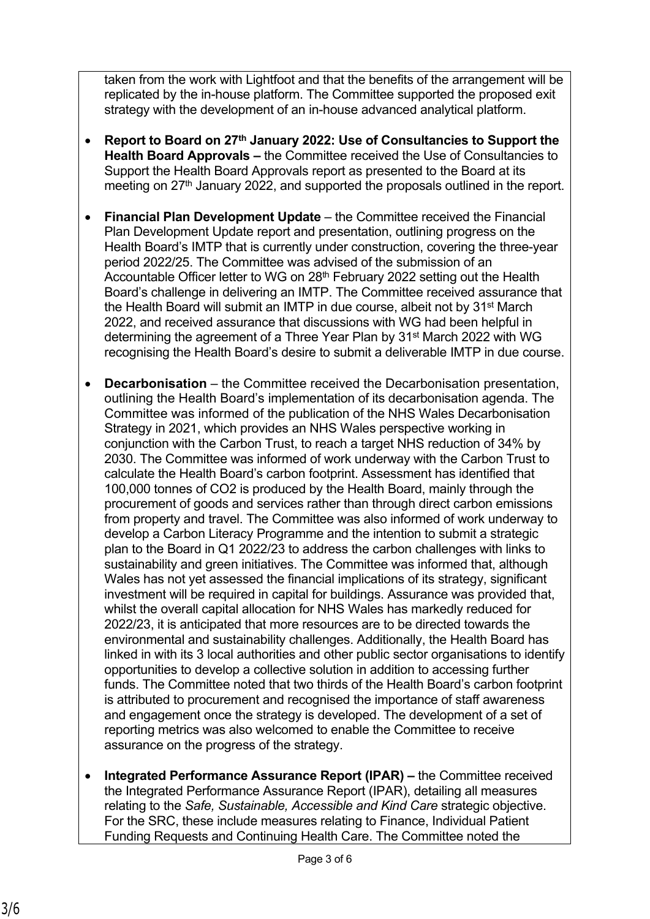taken from the work with Lightfoot and that the benefits of the arrangement will be replicated by the in-house platform. The Committee supported the proposed exit strategy with the development of an in-house advanced analytical platform.

- **Report to Board on 27th January 2022: Use of Consultancies to Support the Health Board Approvals –** the Committee received the Use of Consultancies to Support the Health Board Approvals report as presented to the Board at its meeting on 27th January 2022, and supported the proposals outlined in the report.

- **Financial Plan Development Update** – the Committee received the Financial Plan Development Update report and presentation, outlining progress on the Health Board's IMTP that is currently under construction, covering the three-year period 2022/25. The Committee was advised of the submission of an Accountable Officer letter to WG on 28th February 2022 setting out the Health Board's challenge in delivering an IMTP. The Committee received assurance that the Health Board will submit an IMTP in due course, albeit not by 31st March 2022, and received assurance that discussions with WG had been helpful in determining the agreement of a Three Year Plan by 31st March 2022 with WG recognising the Health Board's desire to submit a deliverable IMTP in due course.

- **Decarbonisation** – the Committee received the Decarbonisation presentation, outlining the Health Board's implementation of its decarbonisation agenda. The Committee was informed of the publication of the NHS Wales Decarbonisation Strategy in 2021, which provides an NHS Wales perspective working in conjunction with the Carbon Trust, to reach a target NHS reduction of 34% by 2030. The Committee was informed of work underway with the Carbon Trust to calculate the Health Board's carbon footprint. Assessment has identified that 100,000 tonnes of $CO_2$ is produced by the Health Board, mainly through the procurement of goods and services rather than through direct carbon emissions from property and travel. The Committee was also informed of work underway to develop a Carbon Literacy Programme and the intention to submit a strategic plan to the Board in Q1 2022/23 to address the carbon challenges with links to sustainability and green initiatives. The Committee was informed that, although Wales has not yet assessed the financial implications of its strategy, significant investment will be required in capital for buildings. Assurance was provided that, whilst the overall capital allocation for NHS Wales has markedly reduced for 2022/23, it is anticipated that more resources are to be directed towards the environmental and sustainability challenges. Additionally, the Health Board has linked in with its 3 local authorities and other public sector organisations to identify opportunities to develop a collective solution in addition to accessing further funds. The Committee noted that two thirds of the Health Board's carbon footprint is attributed to procurement and recognised the importance of staff awareness and engagement once the strategy is developed. The development of a set of reporting metrics was also welcomed to enable the Committee to receive assurance on the progress of the strategy.

- **Integrated Performance Assurance Report (IPAR) –** the Committee received the Integrated Performance Assurance Report (IPAR), detailing all measures relating to the *Safe, Sustainable, Accessible and Kind Care* strategic objective. For the SRC, these include measures relating to Finance, Individual Patient Funding Requests and Continuing Health Care. The Committee noted the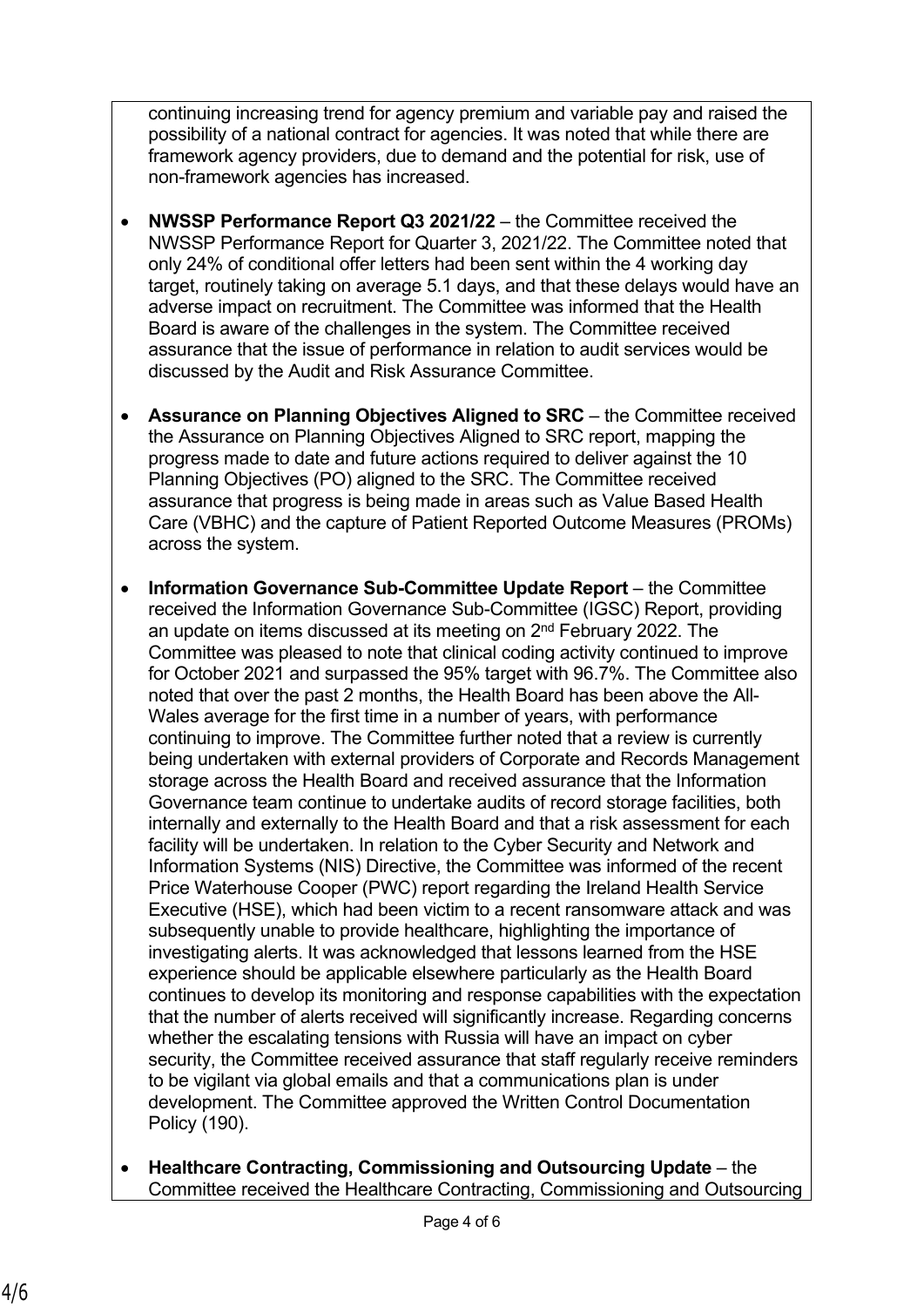continuing increasing trend for agency premium and variable pay and raised the possibility of a national contract for agencies. It was noted that while there are framework agency providers, due to demand and the potential for risk, use of non-framework agencies has increased.

- **NWSSP Performance Report Q3 2021/22** – the Committee received the NWSSP Performance Report for Quarter 3, 2021/22. The Committee noted that only 24% of conditional offer letters had been sent within the 4 working day target, routinely taking on average 5.1 days, and that these delays would have an adverse impact on recruitment. The Committee was informed that the Health Board is aware of the challenges in the system. The Committee received assurance that the issue of performance in relation to audit services would be discussed by the Audit and Risk Assurance Committee.

- **Assurance on Planning Objectives Aligned to SRC** – the Committee received the Assurance on Planning Objectives Aligned to SRC report, mapping the progress made to date and future actions required to deliver against the 10 Planning Objectives (PO) aligned to the SRC. The Committee received assurance that progress is being made in areas such as Value Based Health Care (VBHC) and the capture of Patient Reported Outcome Measures (PROMs) across the system.

- **Information Governance Sub-Committee Update Report** – the Committee received the Information Governance Sub-Committee (IGSC) Report, providing an update on items discussed at its meeting on 2nd February 2022. The Committee was pleased to note that clinical coding activity continued to improve for October 2021 and surpassed the 95% target with 96.7%. The Committee also noted that over the past 2 months, the Health Board has been above the All-Wales average for the first time in a number of years, with performance continuing to improve. The Committee further noted that a review is currently being undertaken with external providers of Corporate and Records Management storage across the Health Board and received assurance that the Information Governance team continue to undertake audits of record storage facilities, both internally and externally to the Health Board and that a risk assessment for each facility will be undertaken. In relation to the Cyber Security and Network and Information Systems (NIS) Directive, the Committee was informed of the recent Price Waterhouse Cooper (PWC) report regarding the Ireland Health Service Executive (HSE), which had been victim to a recent ransomware attack and was subsequently unable to provide healthcare, highlighting the importance of investigating alerts. It was acknowledged that lessons learned from the HSE experience should be applicable elsewhere particularly as the Health Board continues to develop its monitoring and response capabilities with the expectation that the number of alerts received will significantly increase. Regarding concerns whether the escalating tensions with Russia will have an impact on cyber security, the Committee received assurance that staff regularly receive reminders to be vigilant via global emails and that a communications plan is under development. The Committee approved the Written Control Documentation Policy (190).

- **Healthcare Contracting, Commissioning and Outsourcing Update** – the Committee received the Healthcare Contracting, Commissioning and Outsourcing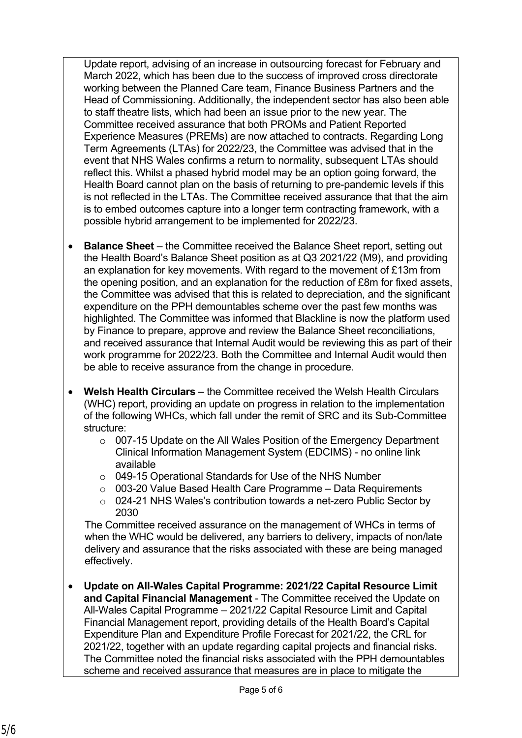Update report, advising of an increase in outsourcing forecast for February and March 2022, which has been due to the success of improved cross directorate working between the Planned Care team, Finance Business Partners and the Head of Commissioning. Additionally, the independent sector has also been able to staff theatre lists, which had been an issue prior to the new year. The Committee received assurance that both PROMs and Patient Reported Experience Measures (PREMs) are now attached to contracts. Regarding Long Term Agreements (LTAs) for 2022/23, the Committee was advised that in the event that NHS Wales confirms a return to normality, subsequent LTAs should reflect this. Whilst a phased hybrid model may be an option going forward, the Health Board cannot plan on the basis of returning to pre-pandemic levels if this is not reflected in the LTAs. The Committee received assurance that that the aim is to embed outcomes capture into a longer term contracting framework, with a possible hybrid arrangement to be implemented for 2022/23.

- **Balance Sheet** – the Committee received the Balance Sheet report, setting out the Health Board's Balance Sheet position as at Q3 2021/22 (M9), and providing an explanation for key movements. With regard to the movement of £13m from the opening position, and an explanation for the reduction of £8m for fixed assets, the Committee was advised that this is related to depreciation, and the significant expenditure on the PPH demountables scheme over the past few months was highlighted. The Committee was informed that Blackline is now the platform used by Finance to prepare, approve and review the Balance Sheet reconciliations, and received assurance that Internal Audit would be reviewing this as part of their work programme for 2022/23. Both the Committee and Internal Audit would then be able to receive assurance from the change in procedure.

- **Welsh Health Circulars** – the Committee received the Welsh Health Circulars (WHC) report, providing an update on progress in relation to the implementation of the following WHCs, which fall under the remit of SRC and its Sub-Committee structure:
  - 007-15 Update on the All Wales Position of the Emergency Department Clinical Information Management System (EDCIMS) - no online link available
  - 049-15 Operational Standards for Use of the NHS Number
  - 003-20 Value Based Health Care Programme – Data Requirements
  - 024-21 NHS Wales's contribution towards a net-zero Public Sector by 2030

  The Committee received assurance on the management of WHCs in terms of when the WHC would be delivered, any barriers to delivery, impacts of non/late delivery and assurance that the risks associated with these are being managed effectively.

- **Update on All-Wales Capital Programme: 2021/22 Capital Resource Limit and Capital Financial Management** - The Committee received the Update on All-Wales Capital Programme – 2021/22 Capital Resource Limit and Capital Financial Management report, providing details of the Health Board's Capital Expenditure Plan and Expenditure Profile Forecast for 2021/22, the CRL for 2021/22, together with an update regarding capital projects and financial risks. The Committee noted the financial risks associated with the PPH demountables scheme and received assurance that measures are in place to mitigate the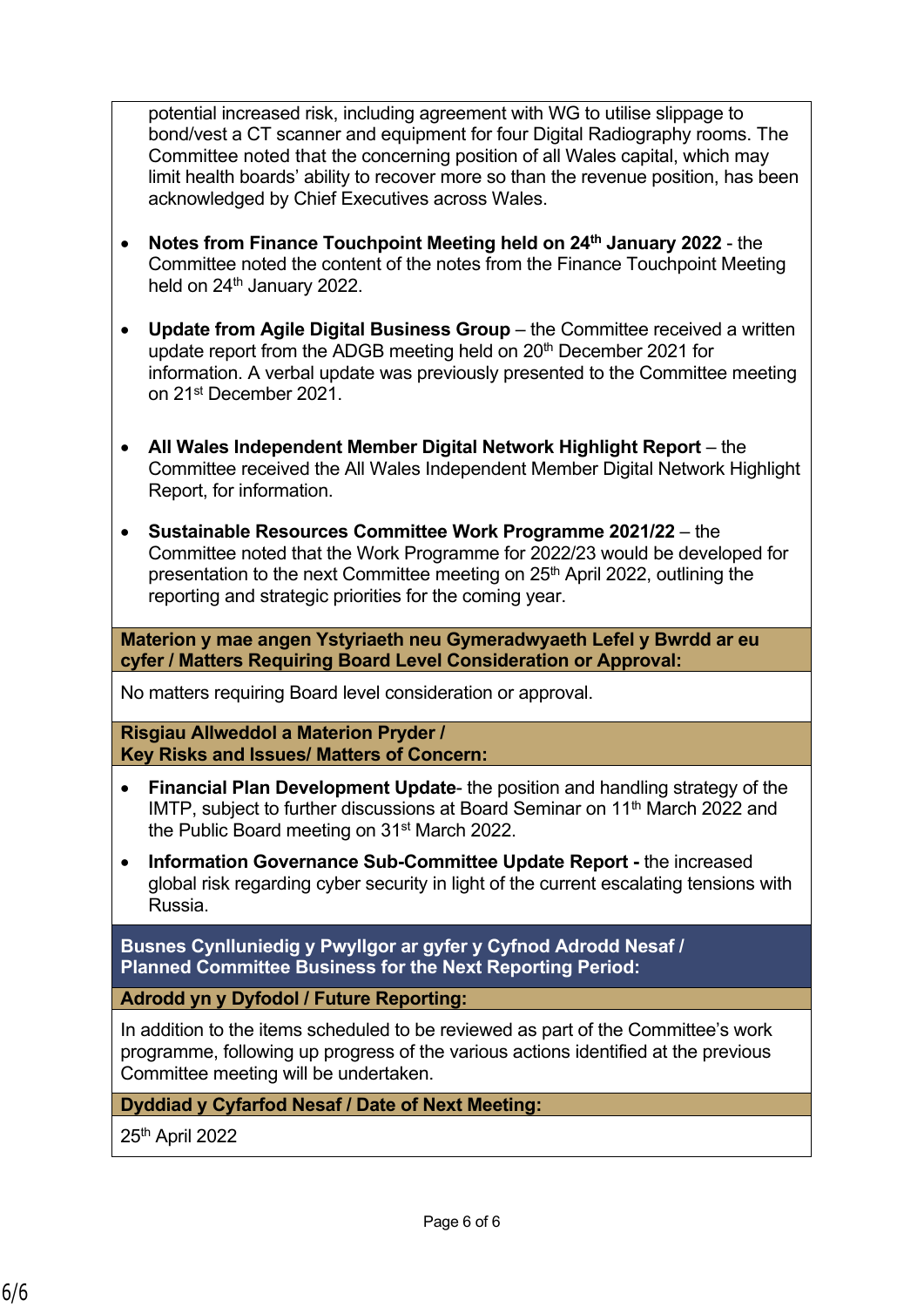potential increased risk, including agreement with WG to utilise slippage to bond/vest a CT scanner and equipment for four Digital Radiography rooms. The Committee noted that the concerning position of all Wales capital, which may limit health boards' ability to recover more so than the revenue position, has been acknowledged by Chief Executives across Wales.

- **Notes from Finance Touchpoint Meeting held on 24th January 2022** - the Committee noted the content of the notes from the Finance Touchpoint Meeting held on 24th January 2022.
- **Update from Agile Digital Business Group** – the Committee received a written update report from the ADGB meeting held on 20th December 2021 for information. A verbal update was previously presented to the Committee meeting on 21st December 2021.
- **All Wales Independent Member Digital Network Highlight Report** – the Committee received the All Wales Independent Member Digital Network Highlight Report, for information.
- **Sustainable Resources Committee Work Programme 2021/22** – the Committee noted that the Work Programme for 2022/23 would be developed for presentation to the next Committee meeting on 25th April 2022, outlining the reporting and strategic priorities for the coming year.

**Materion y mae angen Ystyriaeth neu Gymeradwyaeth Lefel y Bwrdd ar eu cyfer / Matters Requiring Board Level Consideration or Approval:**

No matters requiring Board level consideration or approval.

**Risgiau Allweddol a Materion Pryder / Key Risks and Issues/ Matters of Concern:**

- **Financial Plan Development Update**- the position and handling strategy of the IMTP, subject to further discussions at Board Seminar on 11th March 2022 and the Public Board meeting on 31st March 2022.
- **Information Governance Sub-Committee Update Report -** the increased global risk regarding cyber security in light of the current escalating tensions with Russia.

**Busnes Cynlluniedig y Pwyllgor ar gyfer y Cyfnod Adrodd Nesaf / Planned Committee Business for the Next Reporting Period:**

**Adrodd yn y Dyfodol / Future Reporting:**

In addition to the items scheduled to be reviewed as part of the Committee's work programme, following up progress of the various actions identified at the previous Committee meeting will be undertaken.

**Dyddiad y Cyfarfod Nesaf / Date of Next Meeting:**

25th April 2022